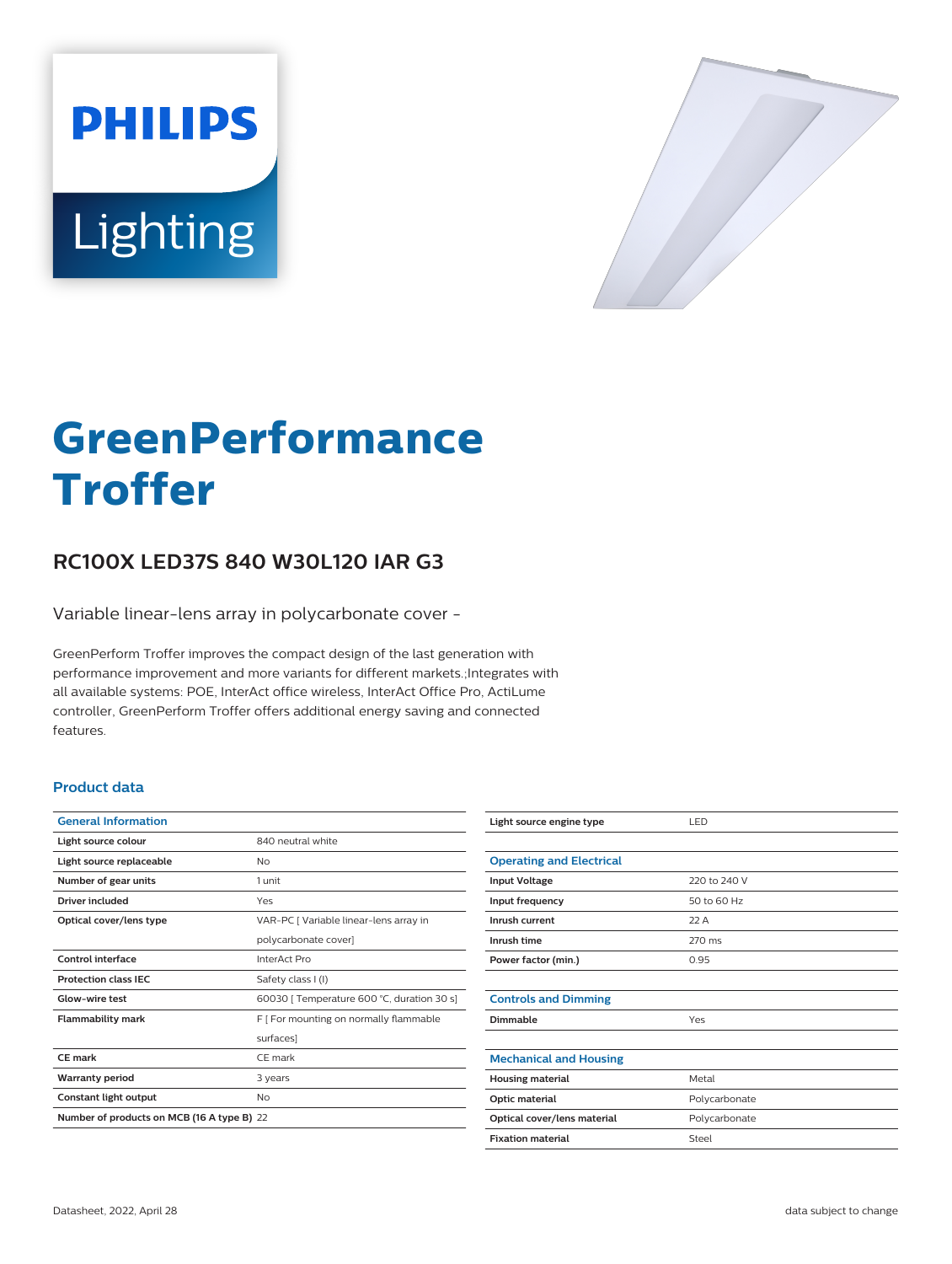# GreenPerformance Troffer

## RC100X LED37S 840 W30L120 IAR G3

Variable linear-lens array in polycarbonate cover -

GreenPerform Troffer improves the compact design of the last generation with performance improvement and more variants for different markets.;Integrates with all available systems: POE, InterAct office wireless, InterAct Office Pro, ActiLume controller, GreenPerform Troffer offers additional energy saving and connected features.

### Product data

| General Information | |
|---|---|
| Light source colour | 840 neutral white |
| Light source replaceable | No |
| Number of gear units | 1 unit |
| Driver included | Yes |
| Optical cover/lens type | VAR-PC [ Variable linear-lens array in polycarbonate cover] |
| Control interface | InterAct Pro |
| Protection class IEC | Safety class I (I) |
| Glow-wire test | 60030 [ Temperature 600 °C, duration 30 s] |
| Flammability mark | F [ For mounting on normally flammable surfaces] |
| CE mark | CE mark |
| Warranty period | 3 years |
| Constant light output | No |
| Number of products on MCB (16 A type B) | 22 |
| Light source engine type | LED |

| Operating and Electrical | |
|---|---|
| Input Voltage | 220 to 240 V |
| Input frequency | 50 to 60 Hz |
| Inrush current | 22 A |
| Inrush time | 270 ms |
| Power factor (min.) | 0.95 |

| Controls and Dimming | |
|---|---|
| Dimmable | Yes |

| Mechanical and Housing | |
|---|---|
| Housing material | Metal |
| Optic material | Polycarbonate |
| Optical cover/lens material | Polycarbonate |
| Fixation material | Steel |

Datasheet, 2022, April 28

data subject to change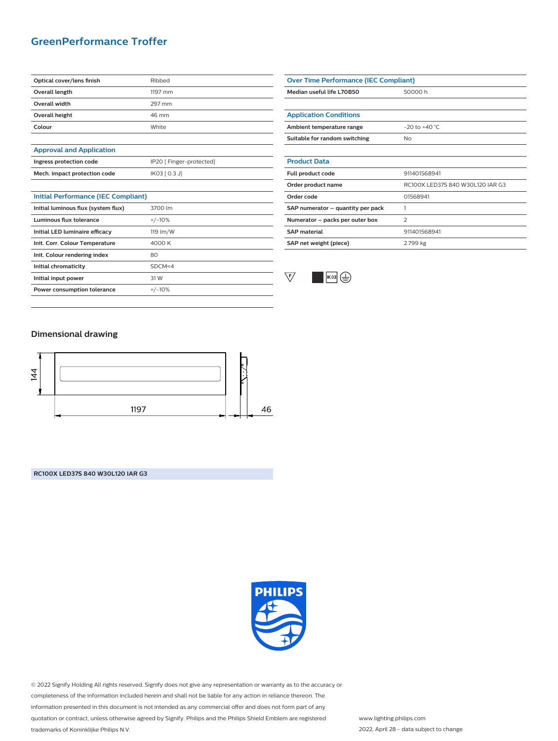## GreenPerformance Troffer

| | |
|---|---|
| Optical cover/lens finish | Ribbed |
| Overall length | 1197 mm |
| Overall width | 297 mm |
| Overall height | 46 mm |
| Colour | White |

### Approval and Application

| | |
|---|---|
| Ingress protection code | IP20 [ Finger-protected] |
| Mech. impact protection code | IK03 [ 0.3 J] |

### Initial Performance (IEC Compliant)

| | |
|---|---|
| Initial luminous flux (system flux) | 3700 lm |
| Luminous flux tolerance | +/-10% |
| Initial LED luminaire efficacy | 119 lm/W |
| Init. Corr. Colour Temperature | 4000 K |
| Init. Colour rendering index | 80 |
| Initial chromaticity | SDCM<4 |
| Initial input power | 31 W |
| Power consumption tolerance | +/-10% |

### Over Time Performance (IEC Compliant)

| | |
|---|---|
| Median useful life L70B50 | 50000 h |

### Application Conditions

| | |
|---|---|
| Ambient temperature range | -20 to +40 °C |
| Suitable for random switching | No |

### Product Data

| | |
|---|---|
| Full product code | 911401568941 |
| Order product name | RC100X LED37S 840 W30L120 IAR G3 |
| Order code | 01568941 |
| SAP numerator – quantity per pack | 1 |
| Numerator – packs per outer box | 2 |
| SAP material | 911401568941 |
| SAP net weight (piece) | 2.799 kg |

## Dimensional drawing

144

1197

46

**RC100X LED37S 840 W30L120 IAR G3**

© 2022 Signify Holding All rights reserved. Signify does not give any representation or warranty as to the accuracy or completeness of the information included herein and shall not be liable for any action in reliance thereon. The information presented in this document is not intended as any commercial offer and does not form part of any quotation or contract, unless otherwise agreed by Signify. Philips and the Philips Shield Emblem are registered trademarks of Koninklijke Philips N.V.

www.lighting.philips.com

2022, April 28 - data subject to change